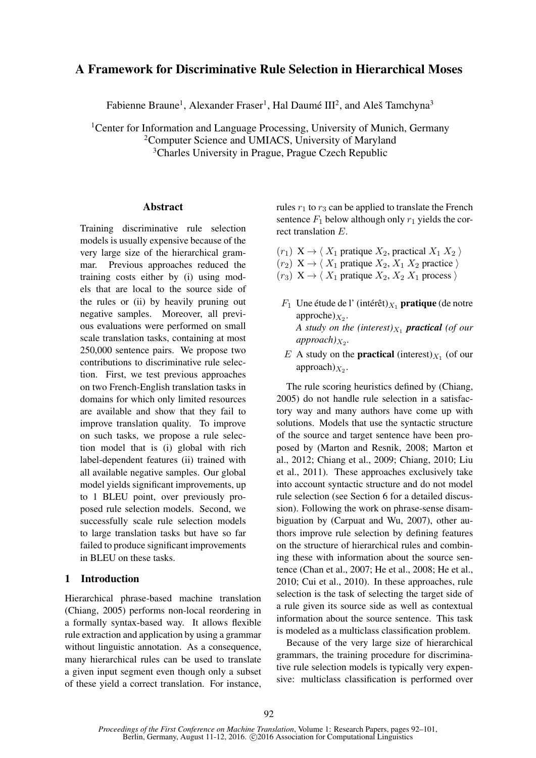# A Framework for Discriminative Rule Selection in Hierarchical Moses

Fabienne Braune[1], Alexander Fraser[1], Hal Daumé III[2], and Aleš Tamchyna[3]

[1]Center for Information and Language Processing, University of Munich, Germany
[2]Computer Science and UMIACS, University of Maryland
[3]Charles University in Prague, Prague Czech Republic

## Abstract

Training discriminative rule selection models is usually expensive because of the very large size of the hierarchical grammar. Previous approaches reduced the training costs either by (i) using models that are local to the source side of the rules or (ii) by heavily pruning out negative samples. Moreover, all previous evaluations were performed on small scale translation tasks, containing at most 250,000 sentence pairs. We propose two contributions to discriminative rule selection. First, we test previous approaches on two French-English translation tasks in domains for which only limited resources are available and show that they fail to improve translation quality. To improve on such tasks, we propose a rule selection model that is (i) global with rich label-dependent features (ii) trained with all available negative samples. Our global model yields significant improvements, up to 1 BLEU point, over previously proposed rule selection models. Second, we successfully scale rule selection models to large translation tasks but have so far failed to produce significant improvements in BLEU on these tasks.

## 1 Introduction

Hierarchical phrase-based machine translation (Chiang, 2005) performs non-local reordering in a formally syntax-based way. It allows flexible rule extraction and application by using a grammar without linguistic annotation. As a consequence, many hierarchical rules can be used to translate a given input segment even though only a subset of these yield a correct translation. For instance, rules $r_1$ to $r_3$ can be applied to translate the French sentence $F_1$ below although only $r_1$ yields the correct translation $E$.

($r_1$) $\mathrm{X} \rightarrow \langle\, X_1$ pratique $X_2$, practical $X_1\ X_2 \,\rangle$
($r_2$) $\mathrm{X} \rightarrow \langle\, X_1$ pratique $X_2$, $X_1\ X_2$ practice $\rangle$
($r_3$) $\mathrm{X} \rightarrow \langle\, X_1$ pratique $X_2$, $X_2\ X_1$ process $\rangle$

$F_1$ Une étude de l' (intérêt)$_{X_1}$ **pratique** (de notre approche)$_{X_2}$.
*A study on the (interest)$_{X_1}$ **practical** (of our approach)$_{X_2}$.*

$E$ A study on the **practical** (interest)$_{X_1}$ (of our approach)$_{X_2}$.

The rule scoring heuristics defined by (Chiang, 2005) do not handle rule selection in a satisfactory way and many authors have come up with solutions. Models that use the syntactic structure of the source and target sentence have been proposed by (Marton and Resnik, 2008; Marton et al., 2012; Chiang et al., 2009; Chiang, 2010; Liu et al., 2011). These approaches exclusively take into account syntactic structure and do not model rule selection (see Section 6 for a detailed discussion). Following the work on phrase-sense disambiguation by (Carpuat and Wu, 2007), other authors improve rule selection by defining features on the structure of hierarchical rules and combining these with information about the source sentence (Chan et al., 2007; He et al., 2008; He et al., 2010; Cui et al., 2010). In these approaches, rule selection is the task of selecting the target side of a rule given its source side as well as contextual information about the source sentence. This task is modeled as a multiclass classification problem.

Because of the very large size of hierarchical grammars, the training procedure for discriminative rule selection models is typically very expensive: multiclass classification is performed over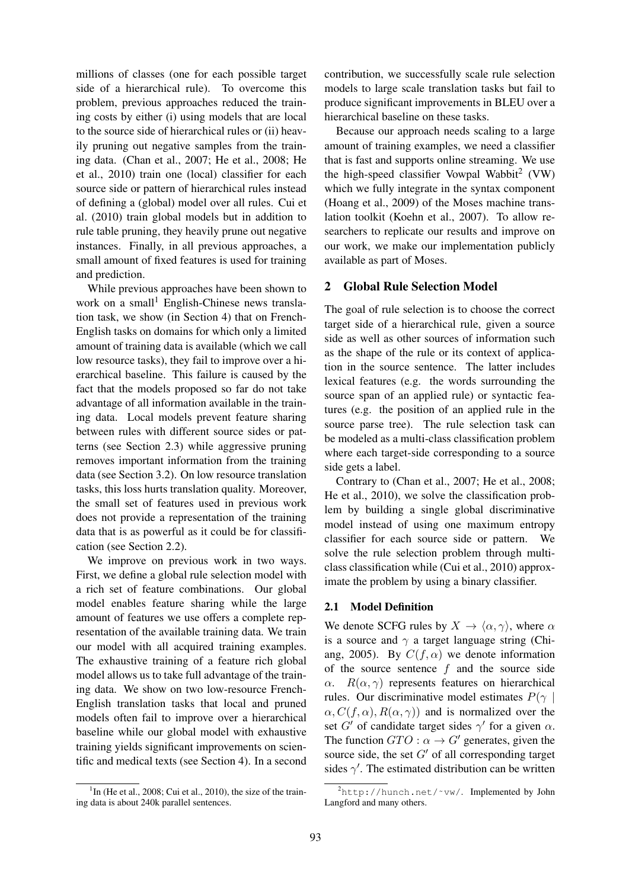millions of classes (one for each possible target side of a hierarchical rule). To overcome this problem, previous approaches reduced the training costs by either (i) using models that are local to the source side of hierarchical rules or (ii) heavily pruning out negative samples from the training data. (Chan et al., 2007; He et al., 2008; He et al., 2010) train one (local) classifier for each source side or pattern of hierarchical rules instead of defining a (global) model over all rules. Cui et al. (2010) train global models but in addition to rule table pruning, they heavily prune out negative instances. Finally, in all previous approaches, a small amount of fixed features is used for training and prediction.

While previous approaches have been shown to work on a small[1] English-Chinese news translation task, we show (in Section 4) that on French-English tasks on domains for which only a limited amount of training data is available (which we call low resource tasks), they fail to improve over a hierarchical baseline. This failure is caused by the fact that the models proposed so far do not take advantage of all information available in the training data. Local models prevent feature sharing between rules with different source sides or patterns (see Section 2.3) while aggressive pruning removes important information from the training data (see Section 3.2). On low resource translation tasks, this loss hurts translation quality. Moreover, the small set of features used in previous work does not provide a representation of the training data that is as powerful as it could be for classification (see Section 2.2).

We improve on previous work in two ways. First, we define a global rule selection model with a rich set of feature combinations. Our global model enables feature sharing while the large amount of features we use offers a complete representation of the available training data. We train our model with all acquired training examples. The exhaustive training of a feature rich global model allows us to take full advantage of the training data. We show on two low-resource French-English translation tasks that local and pruned models often fail to improve over a hierarchical baseline while our global model with exhaustive training yields significant improvements on scientific and medical texts (see Section 4). In a second contribution, we successfully scale rule selection models to large scale translation tasks but fail to produce significant improvements in BLEU over a hierarchical baseline on these tasks.

Because our approach needs scaling to a large amount of training examples, we need a classifier that is fast and supports online streaming. We use the high-speed classifier Vowpal Wabbit[2] (VW) which we fully integrate in the syntax component (Hoang et al., 2009) of the Moses machine translation toolkit (Koehn et al., 2007). To allow researchers to replicate our results and improve on our work, we make our implementation publicly available as part of Moses.

## 2 Global Rule Selection Model

The goal of rule selection is to choose the correct target side of a hierarchical rule, given a source side as well as other sources of information such as the shape of the rule or its context of application in the source sentence. The latter includes lexical features (e.g. the words surrounding the source span of an applied rule) or syntactic features (e.g. the position of an applied rule in the source parse tree). The rule selection task can be modeled as a multi-class classification problem where each target-side corresponding to a source side gets a label.

Contrary to (Chan et al., 2007; He et al., 2008; He et al., 2010), we solve the classification problem by building a single global discriminative model instead of using one maximum entropy classifier for each source side or pattern. We solve the rule selection problem through multi-class classification while (Cui et al., 2010) approximate the problem by using a binary classifier.

### 2.1 Model Definition

We denote SCFG rules by $X \rightarrow \langle \alpha, \gamma \rangle$, where $\alpha$ is a source and $\gamma$ a target language string (Chiang, 2005). By $C(f, \alpha)$ we denote information of the source sentence $f$ and the source side $\alpha$. $R(\alpha, \gamma)$ represents features on hierarchical rules. Our discriminative model estimates $P(\gamma \mid \alpha, C(f, \alpha), R(\alpha, \gamma))$ and is normalized over the set $G'$ of candidate target sides $\gamma'$ for a given $\alpha$. The function $GTO : \alpha \rightarrow G'$ generates, given the source side, the set $G'$ of all corresponding target sides $\gamma'$. The estimated distribution can be written

[1] In (He et al., 2008; Cui et al., 2010), the size of the training data is about 240k parallel sentences.

[2] http://hunch.net/~vw/. Implemented by John Langford and many others.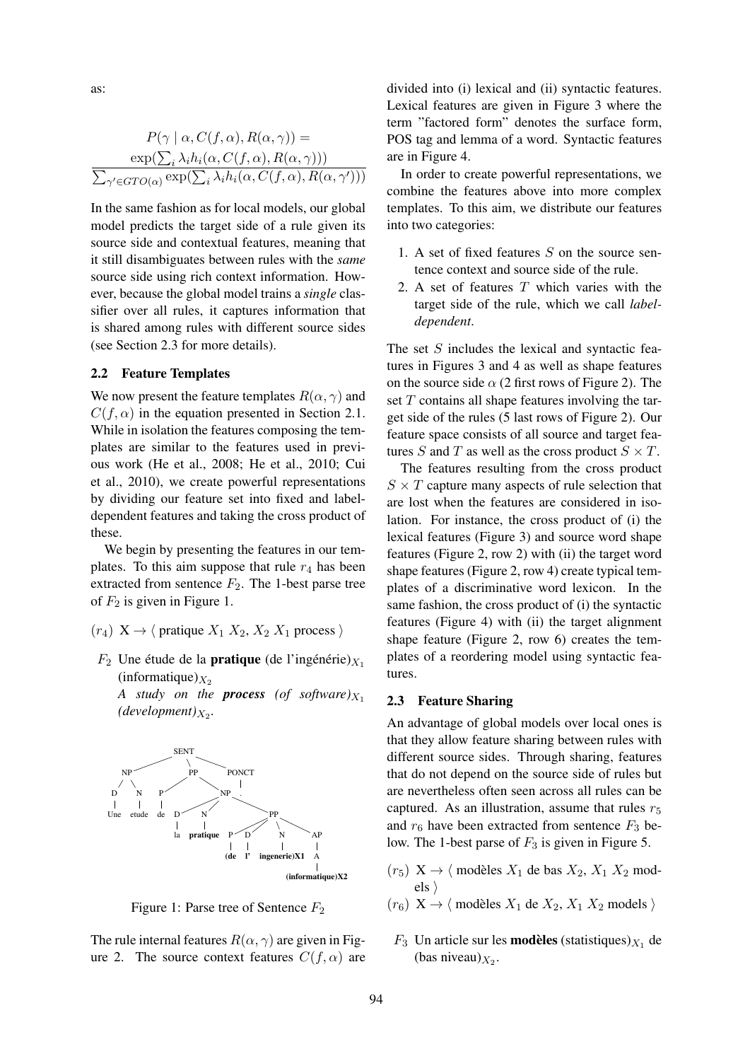as:

$$P(\gamma \mid \alpha, C(f,\alpha), R(\alpha,\gamma)) = \frac{\exp(\sum_i \lambda_i h_i(\alpha, C(f,\alpha), R(\alpha,\gamma)))}{\sum_{\gamma' \in GTO(\alpha)} \exp(\sum_i \lambda_i h_i(\alpha, C(f,\alpha), R(\alpha,\gamma')))}$$

In the same fashion as for local models, our global model predicts the target side of a rule given its source side and contextual features, meaning that it still disambiguates between rules with the *same* source side using rich context information. However, because the global model trains a *single* classifier over all rules, it captures information that is shared among rules with different source sides (see Section 2.3 for more details).

## 2.2 Feature Templates

We now present the feature templates $R(\alpha, \gamma)$ and $C(f, \alpha)$ in the equation presented in Section 2.1. While in isolation the features composing the templates are similar to the features used in previous work (He et al., 2008; He et al., 2010; Cui et al., 2010), we create powerful representations by dividing our feature set into fixed and label-dependent features and taking the cross product of these.

We begin by presenting the features in our templates. To this aim suppose that rule $r_4$ has been extracted from sentence $F_2$. The 1-best parse tree of $F_2$ is given in Figure 1.

($r_4$) X → ⟨ pratique $X_1$ $X_2$, $X_2$ $X_1$ process ⟩

$F_2$ Une étude de la **pratique** (de l'ingénérie)$_{X_1}$ (informatique)$_{X_2}$
*A study on the* ***process*** *(of software)*$_{X_1}$ *(development)*$_{X_2}$.

```
SENT
├── NP
│   ├── D: Une
│   └── N: etude
├── PP
│   ├── P: de
│   └── NP
│       ├── D: la
│       ├── N: pratique
│       └── PP
│           ├── P: (de
│           ├── D: l'
│           ├── N: ingenerie)X1
│           └── AP
│               └── A: (informatique)X2
└── PONCT: .
```

Figure 1: Parse tree of Sentence $F_2$

The rule internal features $R(\alpha, \gamma)$ are given in Figure 2. The source context features $C(f, \alpha)$ are divided into (i) lexical and (ii) syntactic features. Lexical features are given in Figure 3 where the term "factored form" denotes the surface form, POS tag and lemma of a word. Syntactic features are in Figure 4.

In order to create powerful representations, we combine the features above into more complex templates. To this aim, we distribute our features into two categories:

1. A set of fixed features $S$ on the source sentence context and source side of the rule.
2. A set of features $T$ which varies with the target side of the rule, which we call *label-dependent*.

The set $S$ includes the lexical and syntactic features in Figures 3 and 4 as well as shape features on the source side $\alpha$ (2 first rows of Figure 2). The set $T$ contains all shape features involving the target side of the rules (5 last rows of Figure 2). Our feature space consists of all source and target features $S$ and $T$ as well as the cross product $S \times T$.

The features resulting from the cross product $S \times T$ capture many aspects of rule selection that are lost when the features are considered in isolation. For instance, the cross product of (i) the lexical features (Figure 3) and source word shape features (Figure 2, row 2) with (ii) the target word shape features (Figure 2, row 4) create typical templates of a discriminative word lexicon. In the same fashion, the cross product of (i) the syntactic features (Figure 4) with (ii) the target alignment shape feature (Figure 2, row 6) creates the templates of a reordering model using syntactic features.

## 2.3 Feature Sharing

An advantage of global models over local ones is that they allow feature sharing between rules with different source sides. Through sharing, features that do not depend on the source side of rules but are nevertheless often seen across all rules can be captured. As an illustration, assume that rules $r_5$ and $r_6$ have been extracted from sentence $F_3$ below. The 1-best parse of $F_3$ is given in Figure 5.

($r_5$) X → ⟨ modèles $X_1$ de bas $X_2$, $X_1$ $X_2$ models ⟩

($r_6$) X → ⟨ modèles $X_1$ de $X_2$, $X_1$ $X_2$ models ⟩

$F_3$ Un article sur les **modèles** (statistiques)$_{X_1}$ de (bas niveau)$_{X_2}$.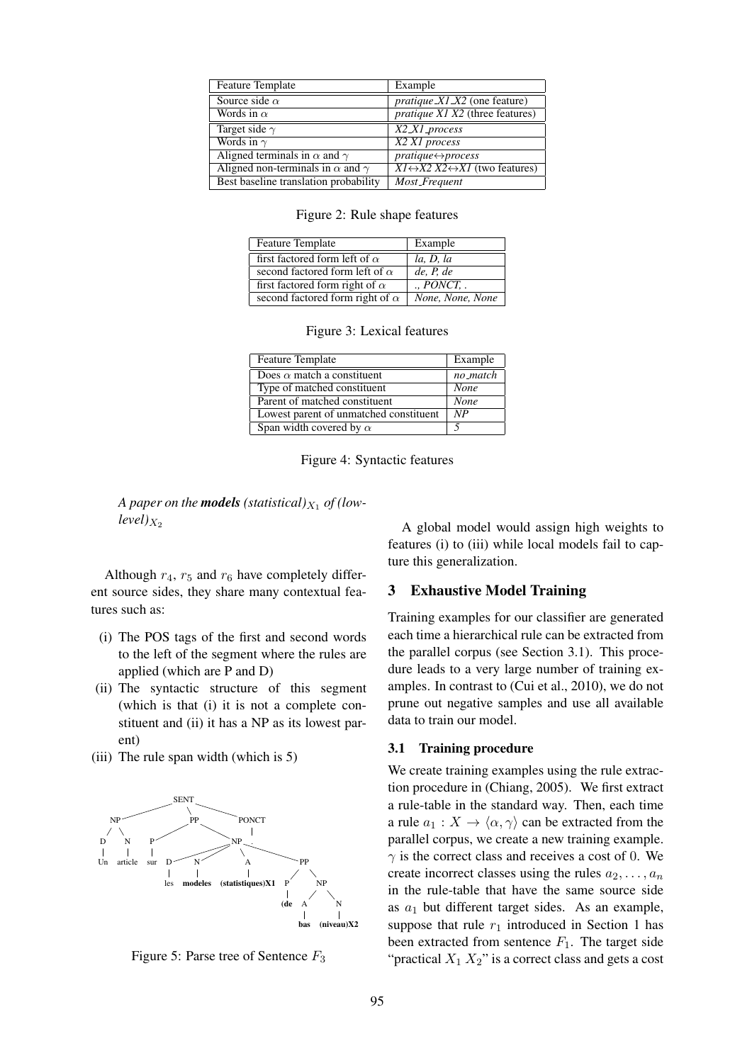| Feature Template | Example |
|---|---|
| Source side $\alpha$ | *pratique_X1_X2* (one feature) |
| Words in $\alpha$ | *pratique X1 X2* (three features) |
| Target side $\gamma$ | *X2_X1_process* |
| Words in $\gamma$ | *X2 X1 process* |
| Aligned terminals in $\alpha$ and $\gamma$ | *pratique↔process* |
| Aligned non-terminals in $\alpha$ and $\gamma$ | *X1↔X2 X2↔X1* (two features) |
| Best baseline translation probability | *Most_Frequent* |

Figure 2: Rule shape features

| Feature Template | Example |
|---|---|
| first factored form left of $\alpha$ | *la, D, la* |
| second factored form left of $\alpha$ | *de, P, de* |
| first factored form right of $\alpha$ | *., PONCT, .* |
| second factored form right of $\alpha$ | *None, None, None* |

Figure 3: Lexical features

| Feature Template | Example |
|---|---|
| Does $\alpha$ match a constituent | *no_match* |
| Type of matched constituent | *None* |
| Parent of matched constituent | *None* |
| Lowest parent of unmatched constituent | *NP* |
| Span width covered by $\alpha$ | *5* |

Figure 4: Syntactic features

*A paper on the* ***models*** *(statistical)$_{X_1}$ of (low-level)$_{X_2}$*

Although $r_4$, $r_5$ and $r_6$ have completely different source sides, they share many contextual features such as:

(i) The POS tags of the first and second words to the left of the segment where the rules are applied (which are P and D)

(ii) The syntactic structure of this segment (which is that (i) it is not a complete constituent and (ii) it has a NP as its lowest parent)

(iii) The rule span width (which is 5)

```
SENT
├── NP
│   ├── D — Un
│   └── N — article
├── PP
│   ├── P — sur
│   └── NP
│       ├── D — les
│       ├── N — modeles
│       ├── A — (statistiques)X1
│       └── PP
│           ├── P — (de
│           └── NP
│               ├── A — bas
│               └── N — (niveau)X2
└── PONCT — .
```

Figure 5: Parse tree of Sentence $F_3$

A global model would assign high weights to features (i) to (iii) while local models fail to capture this generalization.

## 3 Exhaustive Model Training

Training examples for our classifier are generated each time a hierarchical rule can be extracted from the parallel corpus (see Section 3.1). This procedure leads to a very large number of training examples. In contrast to (Cui et al., 2010), we do not prune out negative samples and use all available data to train our model.

### 3.1 Training procedure

We create training examples using the rule extraction procedure in (Chiang, 2005). We first extract a rule-table in the standard way. Then, each time a rule $a_1 : X \rightarrow \langle \alpha, \gamma \rangle$ can be extracted from the parallel corpus, we create a new training example. $\gamma$ is the correct class and receives a cost of 0. We create incorrect classes using the rules $a_2, \ldots, a_n$ in the rule-table that have the same source side as $a_1$ but different target sides. As an example, suppose that rule $r_1$ introduced in Section 1 has been extracted from sentence $F_1$. The target side "practical $X_1$ $X_2$" is a correct class and gets a cost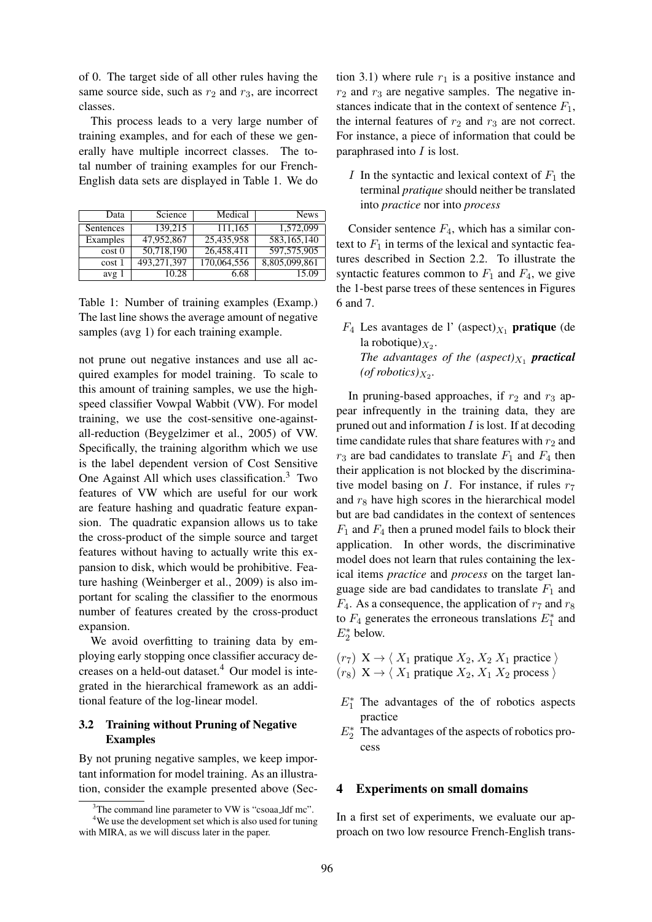of 0. The target side of all other rules having the same source side, such as $r_2$ and $r_3$, are incorrect classes.

This process leads to a very large number of training examples, and for each of these we generally have multiple incorrect classes. The total number of training examples for our French-English data sets are displayed in Table 1. We do

| Data | Science | Medical | News |
|---|---|---|---|
| Sentences | 139,215 | 111,165 | 1,572,099 |
| Examples | 47,952,867 | 25,435,958 | 583,165,140 |
| cost 0 | 50,718,190 | 26,458,411 | 597,575,905 |
| cost 1 | 493,271,397 | 170,064,556 | 8,805,099,861 |
| avg 1 | 10.28 | 6.68 | 15.09 |

Table 1: Number of training examples (Examp.) The last line shows the average amount of negative samples (avg 1) for each training example.

not prune out negative instances and use all acquired examples for model training. To scale to this amount of training samples, we use the high-speed classifier Vowpal Wabbit (VW). For model training, we use the cost-sensitive one-against-all-reduction (Beygelzimer et al., 2005) of VW. Specifically, the training algorithm which we use is the label dependent version of Cost Sensitive One Against All which uses classification.[3] Two features of VW which are useful for our work are feature hashing and quadratic feature expansion. The quadratic expansion allows us to take the cross-product of the simple source and target features without having to actually write this expansion to disk, which would be prohibitive. Feature hashing (Weinberger et al., 2009) is also important for scaling the classifier to the enormous number of features created by the cross-product expansion.

We avoid overfitting to training data by employing early stopping once classifier accuracy decreases on a held-out dataset.[4] Our model is integrated in the hierarchical framework as an additional feature of the log-linear model.

### 3.2 Training without Pruning of Negative Examples

By not pruning negative samples, we keep important information for model training. As an illustration, consider the example presented above (Section 3.1) where rule $r_1$ is a positive instance and $r_2$ and $r_3$ are negative samples. The negative instances indicate that in the context of sentence $F_1$, the internal features of $r_2$ and $r_3$ are not correct. For instance, a piece of information that could be paraphrased into $I$ is lost.

$I$ In the syntactic and lexical context of $F_1$ the terminal *pratique* should neither be translated into *practice* nor into *process*

Consider sentence $F_4$, which has a similar context to $F_1$ in terms of the lexical and syntactic features described in Section 2.2. To illustrate the syntactic features common to $F_1$ and $F_4$, we give the 1-best parse trees of these sentences in Figures 6 and 7.

$F_4$ Les avantages de l' (aspect)$_{X_1}$ **pratique** (de la robotique)$_{X_2}$.
*The advantages of the (aspect)$_{X_1}$* ***practical*** *(of robotics)$_{X_2}$.*

In pruning-based approaches, if $r_2$ and $r_3$ appear infrequently in the training data, they are pruned out and information $I$ is lost. If at decoding time candidate rules that share features with $r_2$ and $r_3$ are bad candidates to translate $F_1$ and $F_4$ then their application is not blocked by the discriminative model basing on $I$. For instance, if rules $r_7$ and $r_8$ have high scores in the hierarchical model but are bad candidates in the context of sentences $F_1$ and $F_4$ then a pruned model fails to block their application. In other words, the discriminative model does not learn that rules containing the lexical items *practice* and *process* on the target language side are bad candidates to translate $F_1$ and $F_4$. As a consequence, the application of $r_7$ and $r_8$ to $F_4$ generates the erroneous translations $E_1^*$ and $E_2^*$ below.

($r_7$) $\text{X} \rightarrow \langle\ X_1$ pratique $X_2$, $X_2\ X_1$ practice $\rangle$
($r_8$) $\text{X} \rightarrow \langle\ X_1$ pratique $X_2$, $X_1\ X_2$ process $\rangle$

$E_1^*$ The advantages of the of robotics aspects practice
$E_2^*$ The advantages of the aspects of robotics process

## 4 Experiments on small domains

In a first set of experiments, we evaluate our approach on two low resource French-English trans-

[3] The command line parameter to VW is "csoaa_ldf mc".
[4] We use the development set which is also used for tuning with MIRA, as we will discuss later in the paper.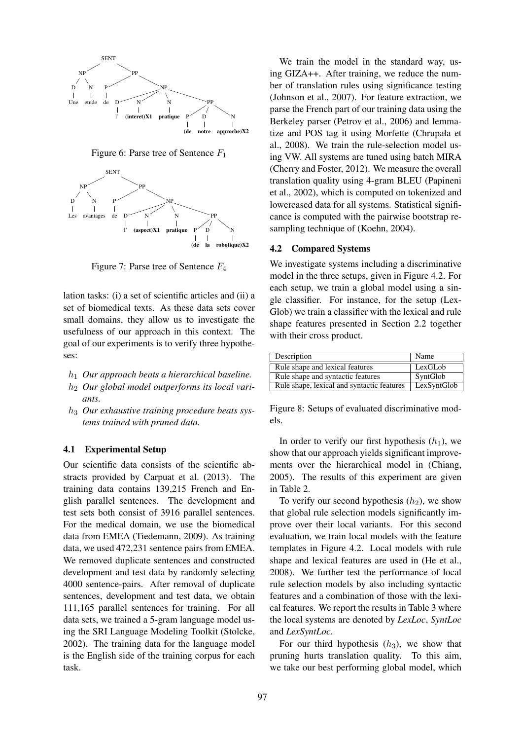Figure 6: Parse tree of Sentence $F_1$

Figure 7: Parse tree of Sentence $F_4$

lation tasks: (i) a set of scientific articles and (ii) a set of biomedical texts. As these data sets cover small domains, they allow us to investigate the usefulness of our approach in this context. The goal of our experiments is to verify three hypotheses:

- $h_1$ *Our approach beats a hierarchical baseline.*
- $h_2$ *Our global model outperforms its local variants.*
- $h_3$ *Our exhaustive training procedure beats systems trained with pruned data.*

### 4.1 Experimental Setup

Our scientific data consists of the scientific abstracts provided by Carpuat et al. (2013). The training data contains 139,215 French and English parallel sentences. The development and test sets both consist of 3916 parallel sentences. For the medical domain, we use the biomedical data from EMEA (Tiedemann, 2009). As training data, we used 472,231 sentence pairs from EMEA. We removed duplicate sentences and constructed development and test data by randomly selecting 4000 sentence-pairs. After removal of duplicate sentences, development and test data, we obtain 111,165 parallel sentences for training. For all data sets, we trained a 5-gram language model using the SRI Language Modeling Toolkit (Stolcke, 2002). The training data for the language model is the English side of the training corpus for each task.

We train the model in the standard way, using GIZA++. After training, we reduce the number of translation rules using significance testing (Johnson et al., 2007). For feature extraction, we parse the French part of our training data using the Berkeley parser (Petrov et al., 2006) and lemmatize and POS tag it using Morfette (Chrupała et al., 2008). We train the rule-selection model using VW. All systems are tuned using batch MIRA (Cherry and Foster, 2012). We measure the overall translation quality using 4-gram BLEU (Papineni et al., 2002), which is computed on tokenized and lowercased data for all systems. Statistical significance is computed with the pairwise bootstrap resampling technique of (Koehn, 2004).

### 4.2 Compared Systems

We investigate systems including a discriminative model in the three setups, given in Figure 4.2. For each setup, we train a global model using a single classifier. For instance, for the setup (LexGlob) we train a classifier with the lexical and rule shape features presented in Section 2.2 together with their cross product.

| Description | Name |
|---|---|
| Rule shape and lexical features | LexGLob |
| Rule shape and syntactic features | SyntGlob |
| Rule shape, lexical and syntactic features | LexSyntGlob |

Figure 8: Setups of evaluated discriminative models.

In order to verify our first hypothesis ($h_1$), we show that our approach yields significant improvements over the hierarchical model in (Chiang, 2005). The results of this experiment are given in Table 2.

To verify our second hypothesis ($h_2$), we show that global rule selection models significantly improve over their local variants. For this second evaluation, we train local models with the feature templates in Figure 4.2. Local models with rule shape and lexical features are used in (He et al., 2008). We further test the performance of local rule selection models by also including syntactic features and a combination of those with the lexical features. We report the results in Table 3 where the local systems are denoted by *LexLoc*, *SyntLoc* and *LexSyntLoc*.

For our third hypothesis ($h_3$), we show that pruning hurts translation quality. To this aim, we take our best performing global model, which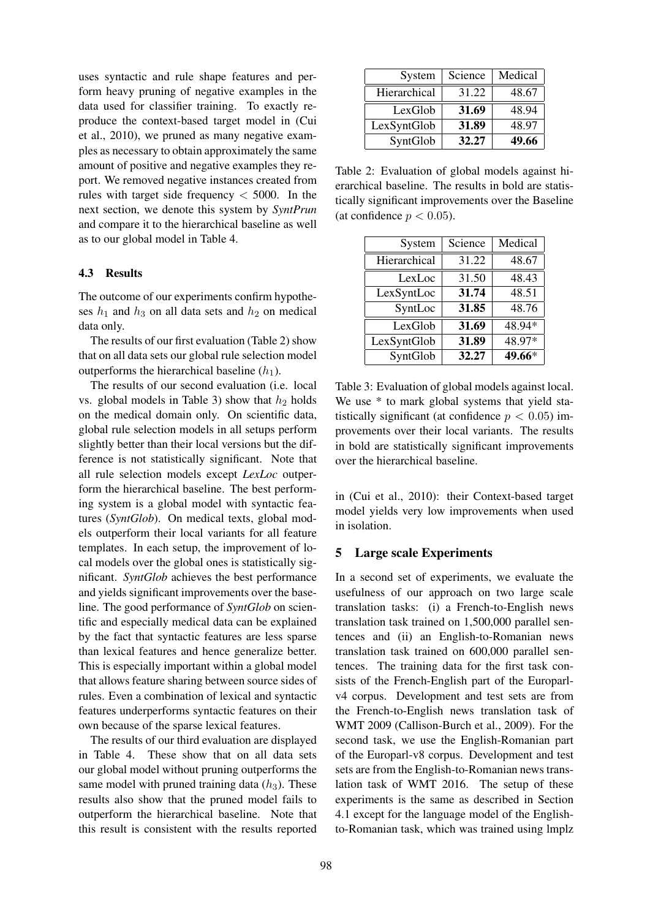uses syntactic and rule shape features and perform heavy pruning of negative examples in the data used for classifier training. To exactly reproduce the context-based target model in (Cui et al., 2010), we pruned as many negative examples as necessary to obtain approximately the same amount of positive and negative examples they report. We removed negative instances created from rules with target side frequency $< 5000$. In the next section, we denote this system by *SyntPrun* and compare it to the hierarchical baseline as well as to our global model in Table 4.

### 4.3 Results

The outcome of our experiments confirm hypotheses $h_1$ and $h_3$ on all data sets and $h_2$ on medical data only.

The results of our first evaluation (Table 2) show that on all data sets our global rule selection model outperforms the hierarchical baseline ($h_1$).

The results of our second evaluation (i.e. local vs. global models in Table 3) show that $h_2$ holds on the medical domain only. On scientific data, global rule selection models in all setups perform slightly better than their local versions but the difference is not statistically significant. Note that all rule selection models except *LexLoc* outperform the hierarchical baseline. The best performing system is a global model with syntactic features (*SyntGlob*). On medical texts, global models outperform their local variants for all feature templates. In each setup, the improvement of local models over the global ones is statistically significant. *SyntGlob* achieves the best performance and yields significant improvements over the baseline. The good performance of *SyntGlob* on scientific and especially medical data can be explained by the fact that syntactic features are less sparse than lexical features and hence generalize better. This is especially important within a global model that allows feature sharing between source sides of rules. Even a combination of lexical and syntactic features underperforms syntactic features on their own because of the sparse lexical features.

The results of our third evaluation are displayed in Table 4. These show that on all data sets our global model without pruning outperforms the same model with pruned training data ($h_3$). These results also show that the pruned model fails to outperform the hierarchical baseline. Note that this result is consistent with the results reported in (Cui et al., 2010): their Context-based target model yields very low improvements when used in isolation.

| System | Science | Medical |
|---|---|---|
| Hierarchical | 31.22 | 48.67 |
| LexGlob | **31.69** | 48.94 |
| LexSyntGlob | **31.89** | 48.97 |
| SyntGlob | **32.27** | **49.66** |

Table 2: Evaluation of global models against hierarchical baseline. The results in bold are statistically significant improvements over the Baseline (at confidence $p < 0.05$).

| System | Science | Medical |
|---|---|---|
| Hierarchical | 31.22 | 48.67 |
| LexLoc | 31.50 | 48.43 |
| LexSyntLoc | **31.74** | 48.51 |
| SyntLoc | **31.85** | 48.76 |
| LexGlob | **31.69** | 48.94* |
| LexSyntGlob | **31.89** | 48.97* |
| SyntGlob | **32.27** | **49.66*** |

Table 3: Evaluation of global models against local. We use * to mark global systems that yield statistically significant (at confidence $p < 0.05$) improvements over their local variants. The results in bold are statistically significant improvements over the hierarchical baseline.

## 5 Large scale Experiments

In a second set of experiments, we evaluate the usefulness of our approach on two large scale translation tasks: (i) a French-to-English news translation task trained on 1,500,000 parallel sentences and (ii) an English-to-Romanian news translation task trained on 600,000 parallel sentences. The training data for the first task consists of the French-English part of the Europarl-v4 corpus. Development and test sets are from the French-to-English news translation task of WMT 2009 (Callison-Burch et al., 2009). For the second task, we use the English-Romanian part of the Europarl-v8 corpus. Development and test sets are from the English-to-Romanian news translation task of WMT 2016. The setup of these experiments is the same as described in Section 4.1 except for the language model of the English-to-Romanian task, which was trained using lmplz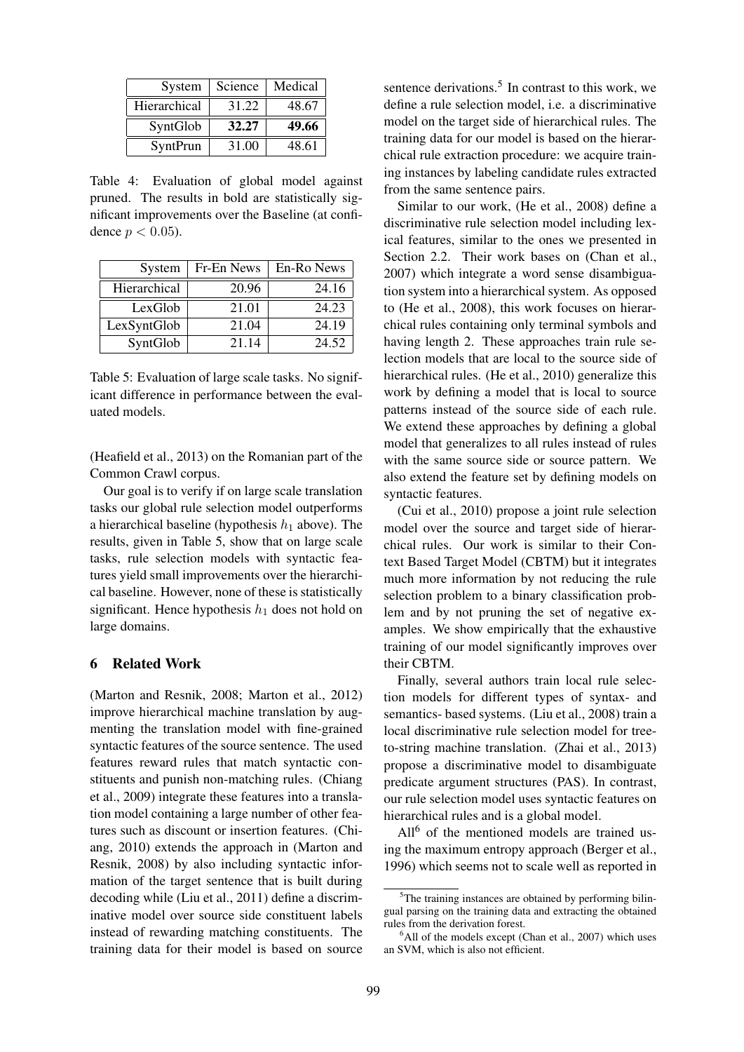| System | Science | Medical |
|---|---|---|
| Hierarchical | 31.22 | 48.67 |
| SyntGlob | **32.27** | **49.66** |
| SyntPrun | 31.00 | 48.61 |

Table 4: Evaluation of global model against pruned. The results in bold are statistically significant improvements over the Baseline (at confidence $p < 0.05$).

| System | Fr-En News | En-Ro News |
|---|---|---|
| Hierarchical | 20.96 | 24.16 |
| LexGlob | 21.01 | 24.23 |
| LexSyntGlob | 21.04 | 24.19 |
| SyntGlob | 21.14 | 24.52 |

Table 5: Evaluation of large scale tasks. No significant difference in performance between the evaluated models.

(Heafield et al., 2013) on the Romanian part of the Common Crawl corpus.

Our goal is to verify if on large scale translation tasks our global rule selection model outperforms a hierarchical baseline (hypothesis $h_1$ above). The results, given in Table 5, show that on large scale tasks, rule selection models with syntactic features yield small improvements over the hierarchical baseline. However, none of these is statistically significant. Hence hypothesis $h_1$ does not hold on large domains.

## 6 Related Work

(Marton and Resnik, 2008; Marton et al., 2012) improve hierarchical machine translation by augmenting the translation model with fine-grained syntactic features of the source sentence. The used features reward rules that match syntactic constituents and punish non-matching rules. (Chiang et al., 2009) integrate these features into a translation model containing a large number of other features such as discount or insertion features. (Chiang, 2010) extends the approach in (Marton and Resnik, 2008) by also including syntactic information of the target sentence that is built during decoding while (Liu et al., 2011) define a discriminative model over source side constituent labels instead of rewarding matching constituents. The training data for their model is based on source sentence derivations.[5] In contrast to this work, we define a rule selection model, i.e. a discriminative model on the target side of hierarchical rules. The training data for our model is based on the hierarchical rule extraction procedure: we acquire training instances by labeling candidate rules extracted from the same sentence pairs.

Similar to our work, (He et al., 2008) define a discriminative rule selection model including lexical features, similar to the ones we presented in Section 2.2. Their work bases on (Chan et al., 2007) which integrate a word sense disambiguation system into a hierarchical system. As opposed to (He et al., 2008), this work focuses on hierarchical rules containing only terminal symbols and having length 2. These approaches train rule selection models that are local to the source side of hierarchical rules. (He et al., 2010) generalize this work by defining a model that is local to source patterns instead of the source side of each rule. We extend these approaches by defining a global model that generalizes to all rules instead of rules with the same source side or source pattern. We also extend the feature set by defining models on syntactic features.

(Cui et al., 2010) propose a joint rule selection model over the source and target side of hierarchical rules. Our work is similar to their Context Based Target Model (CBTM) but it integrates much more information by not reducing the rule selection problem to a binary classification problem and by not pruning the set of negative examples. We show empirically that the exhaustive training of our model significantly improves over their CBTM.

Finally, several authors train local rule selection models for different types of syntax- and semantics- based systems. (Liu et al., 2008) train a local discriminative rule selection model for tree-to-string machine translation. (Zhai et al., 2013) propose a discriminative model to disambiguate predicate argument structures (PAS). In contrast, our rule selection model uses syntactic features on hierarchical rules and is a global model.

All[6] of the mentioned models are trained using the maximum entropy approach (Berger et al., 1996) which seems not to scale well as reported in

[5] The training instances are obtained by performing bilingual parsing on the training data and extracting the obtained rules from the derivation forest.

[6] All of the models except (Chan et al., 2007) which uses an SVM, which is also not efficient.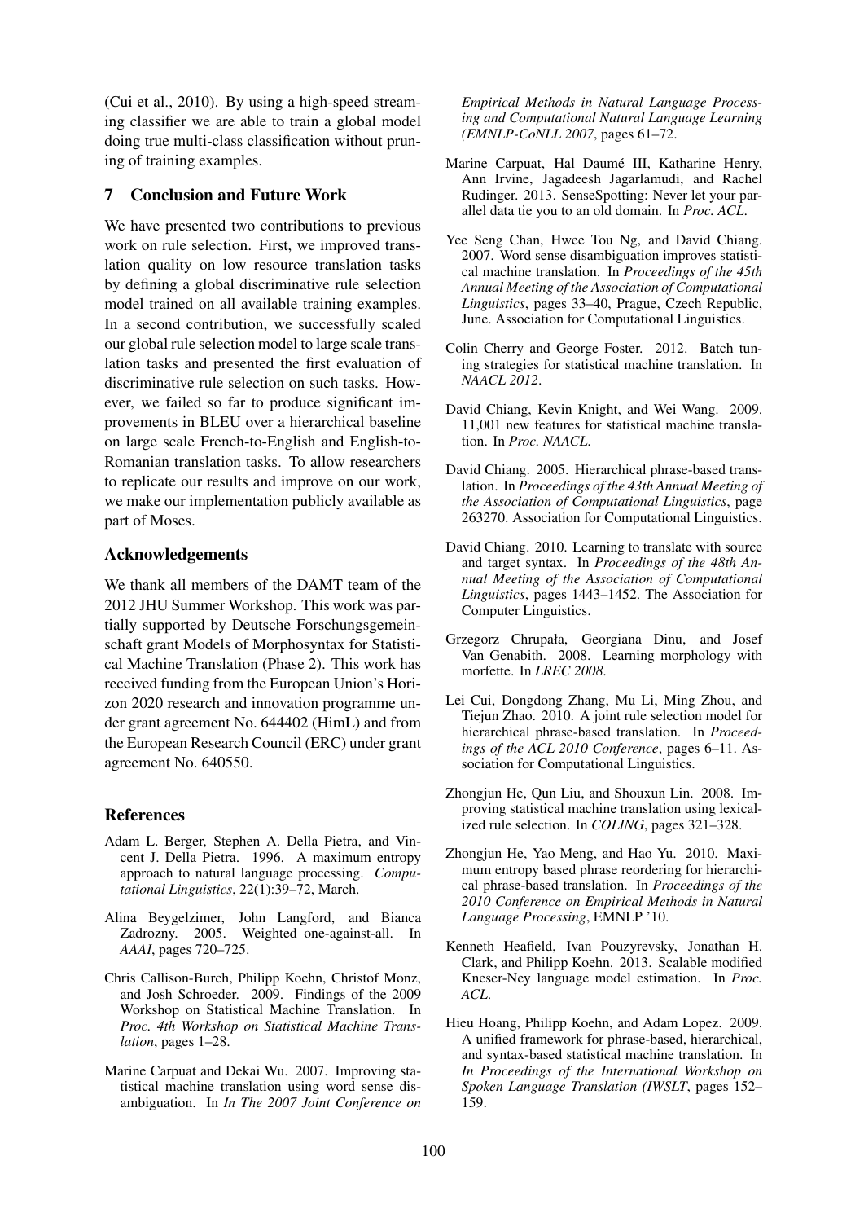(Cui et al., 2010). By using a high-speed streaming classifier we are able to train a global model doing true multi-class classification without pruning of training examples.

## 7 Conclusion and Future Work

We have presented two contributions to previous work on rule selection. First, we improved translation quality on low resource translation tasks by defining a global discriminative rule selection model trained on all available training examples. In a second contribution, we successfully scaled our global rule selection model to large scale translation tasks and presented the first evaluation of discriminative rule selection on such tasks. However, we failed so far to produce significant improvements in BLEU over a hierarchical baseline on large scale French-to-English and English-to-Romanian translation tasks. To allow researchers to replicate our results and improve on our work, we make our implementation publicly available as part of Moses.

### Acknowledgements

We thank all members of the DAMT team of the 2012 JHU Summer Workshop. This work was partially supported by Deutsche Forschungsgemeinschaft grant Models of Morphosyntax for Statistical Machine Translation (Phase 2). This work has received funding from the European Union's Horizon 2020 research and innovation programme under grant agreement No. 644402 (HimL) and from the European Research Council (ERC) under grant agreement No. 640550.

### References

Adam L. Berger, Stephen A. Della Pietra, and Vincent J. Della Pietra. 1996. A maximum entropy approach to natural language processing. *Computational Linguistics*, 22(1):39–72, March.

Alina Beygelzimer, John Langford, and Bianca Zadrozny. 2005. Weighted one-against-all. In *AAAI*, pages 720–725.

Chris Callison-Burch, Philipp Koehn, Christof Monz, and Josh Schroeder. 2009. Findings of the 2009 Workshop on Statistical Machine Translation. In *Proc. 4th Workshop on Statistical Machine Translation*, pages 1–28.

Marine Carpuat and Dekai Wu. 2007. Improving statistical machine translation using word sense disambiguation. In *In The 2007 Joint Conference on Empirical Methods in Natural Language Processing and Computational Natural Language Learning (EMNLP-CoNLL 2007*, pages 61–72.

Marine Carpuat, Hal Daumé III, Katharine Henry, Ann Irvine, Jagadeesh Jagarlamudi, and Rachel Rudinger. 2013. SenseSpotting: Never let your parallel data tie you to an old domain. In *Proc. ACL*.

Yee Seng Chan, Hwee Tou Ng, and David Chiang. 2007. Word sense disambiguation improves statistical machine translation. In *Proceedings of the 45th Annual Meeting of the Association of Computational Linguistics*, pages 33–40, Prague, Czech Republic, June. Association for Computational Linguistics.

Colin Cherry and George Foster. 2012. Batch tuning strategies for statistical machine translation. In *NAACL 2012*.

David Chiang, Kevin Knight, and Wei Wang. 2009. 11,001 new features for statistical machine translation. In *Proc. NAACL*.

David Chiang. 2005. Hierarchical phrase-based translation. In *Proceedings of the 43th Annual Meeting of the Association of Computational Linguistics*, page 263270. Association for Computational Linguistics.

David Chiang. 2010. Learning to translate with source and target syntax. In *Proceedings of the 48th Annual Meeting of the Association of Computational Linguistics*, pages 1443–1452. The Association for Computer Linguistics.

Grzegorz Chrupała, Georgiana Dinu, and Josef Van Genabith. 2008. Learning morphology with morfette. In *LREC 2008*.

Lei Cui, Dongdong Zhang, Mu Li, Ming Zhou, and Tiejun Zhao. 2010. A joint rule selection model for hierarchical phrase-based translation. In *Proceedings of the ACL 2010 Conference*, pages 6–11. Association for Computational Linguistics.

Zhongjun He, Qun Liu, and Shouxun Lin. 2008. Improving statistical machine translation using lexicalized rule selection. In *COLING*, pages 321–328.

Zhongjun He, Yao Meng, and Hao Yu. 2010. Maximum entropy based phrase reordering for hierarchical phrase-based translation. In *Proceedings of the 2010 Conference on Empirical Methods in Natural Language Processing*, EMNLP '10.

Kenneth Heafield, Ivan Pouzyrevsky, Jonathan H. Clark, and Philipp Koehn. 2013. Scalable modified Kneser-Ney language model estimation. In *Proc. ACL*.

Hieu Hoang, Philipp Koehn, and Adam Lopez. 2009. A unified framework for phrase-based, hierarchical, and syntax-based statistical machine translation. In *In Proceedings of the International Workshop on Spoken Language Translation (IWSLT*, pages 152–159.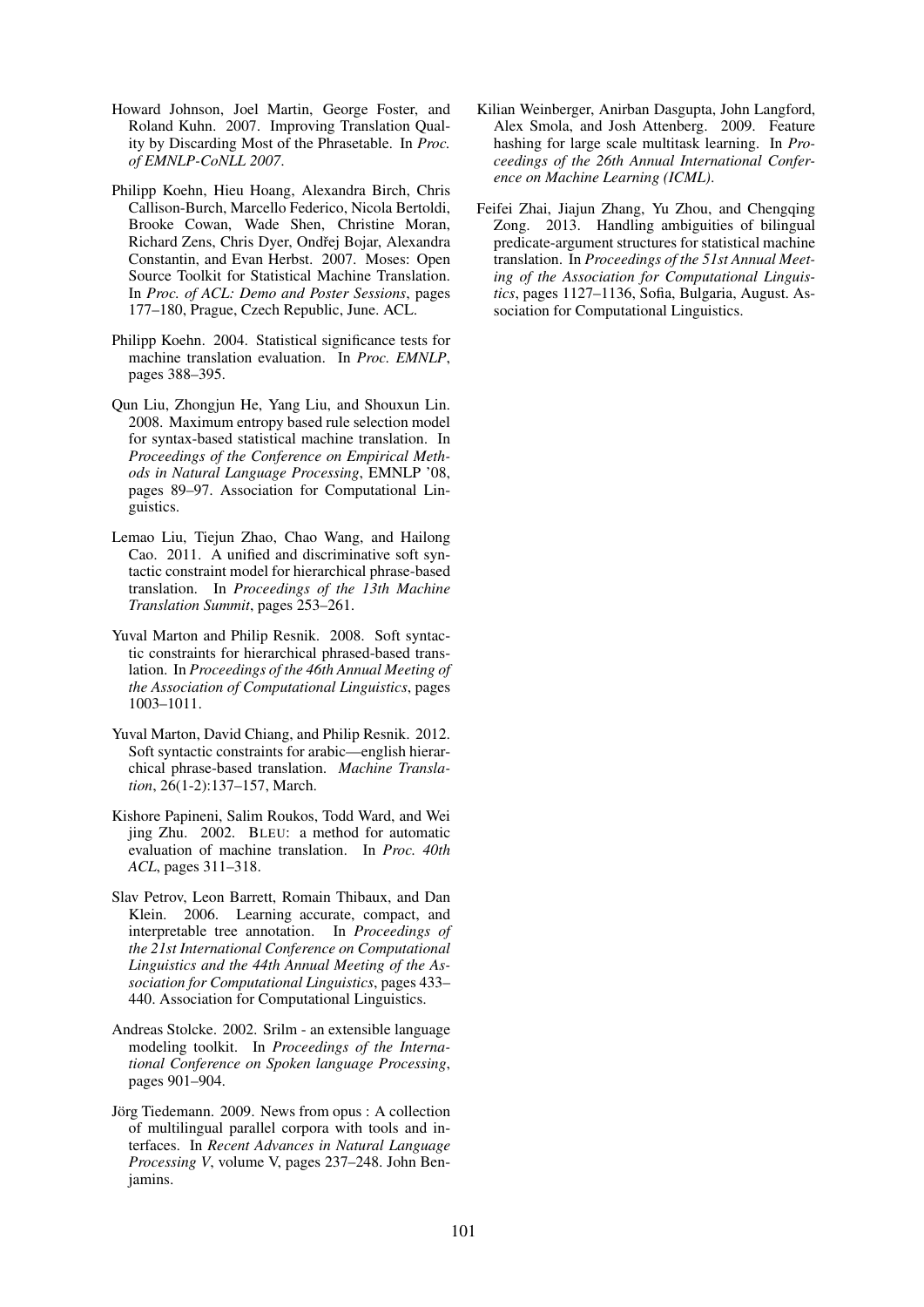Howard Johnson, Joel Martin, George Foster, and Roland Kuhn. 2007. Improving Translation Quality by Discarding Most of the Phrasetable. In *Proc. of EMNLP-CoNLL 2007*.

Philipp Koehn, Hieu Hoang, Alexandra Birch, Chris Callison-Burch, Marcello Federico, Nicola Bertoldi, Brooke Cowan, Wade Shen, Christine Moran, Richard Zens, Chris Dyer, Ondřej Bojar, Alexandra Constantin, and Evan Herbst. 2007. Moses: Open Source Toolkit for Statistical Machine Translation. In *Proc. of ACL: Demo and Poster Sessions*, pages 177–180, Prague, Czech Republic, June. ACL.

Philipp Koehn. 2004. Statistical significance tests for machine translation evaluation. In *Proc. EMNLP*, pages 388–395.

Qun Liu, Zhongjun He, Yang Liu, and Shouxun Lin. 2008. Maximum entropy based rule selection model for syntax-based statistical machine translation. In *Proceedings of the Conference on Empirical Methods in Natural Language Processing*, EMNLP '08, pages 89–97. Association for Computational Linguistics.

Lemao Liu, Tiejun Zhao, Chao Wang, and Hailong Cao. 2011. A unified and discriminative soft syntactic constraint model for hierarchical phrase-based translation. In *Proceedings of the 13th Machine Translation Summit*, pages 253–261.

Yuval Marton and Philip Resnik. 2008. Soft syntactic constraints for hierarchical phrased-based translation. In *Proceedings of the 46th Annual Meeting of the Association of Computational Linguistics*, pages 1003–1011.

Yuval Marton, David Chiang, and Philip Resnik. 2012. Soft syntactic constraints for arabic—english hierarchical phrase-based translation. *Machine Translation*, 26(1-2):137–157, March.

Kishore Papineni, Salim Roukos, Todd Ward, and Wei jing Zhu. 2002. BLEU: a method for automatic evaluation of machine translation. In *Proc. 40th ACL*, pages 311–318.

Slav Petrov, Leon Barrett, Romain Thibaux, and Dan Klein. 2006. Learning accurate, compact, and interpretable tree annotation. In *Proceedings of the 21st International Conference on Computational Linguistics and the 44th Annual Meeting of the Association for Computational Linguistics*, pages 433–440. Association for Computational Linguistics.

Andreas Stolcke. 2002. Srilm - an extensible language modeling toolkit. In *Proceedings of the International Conference on Spoken language Processing*, pages 901–904.

Jörg Tiedemann. 2009. News from opus : A collection of multilingual parallel corpora with tools and interfaces. In *Recent Advances in Natural Language Processing V*, volume V, pages 237–248. John Benjamins.

Kilian Weinberger, Anirban Dasgupta, John Langford, Alex Smola, and Josh Attenberg. 2009. Feature hashing for large scale multitask learning. In *Proceedings of the 26th Annual International Conference on Machine Learning (ICML)*.

Feifei Zhai, Jiajun Zhang, Yu Zhou, and Chengqing Zong. 2013. Handling ambiguities of bilingual predicate-argument structures for statistical machine translation. In *Proceedings of the 51st Annual Meeting of the Association for Computational Linguistics*, pages 1127–1136, Sofia, Bulgaria, August. Association for Computational Linguistics.